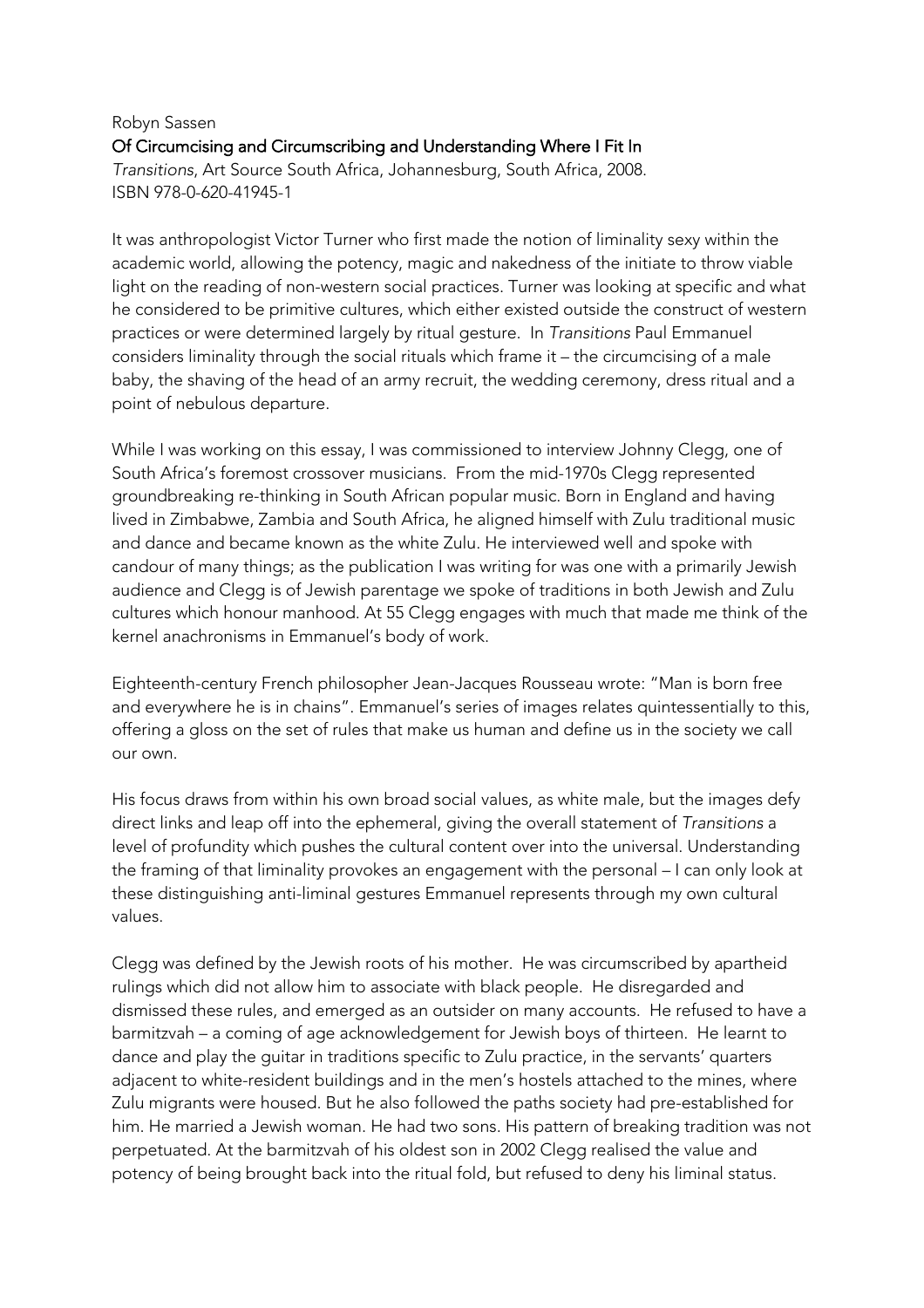Robyn Sassen

**Of Circumcising and Circumscribing and Understanding Where I Fit In**

*Transitions*, Art Source South Africa, Johannesburg, South Africa, 2008.
ISBN 978-0-620-41945-1

It was anthropologist Victor Turner who first made the notion of liminality sexy within the academic world, allowing the potency, magic and nakedness of the initiate to throw viable light on the reading of non-western social practices. Turner was looking at specific and what he considered to be primitive cultures, which either existed outside the construct of western practices or were determined largely by ritual gesture. In *Transitions* Paul Emmanuel considers liminality through the social rituals which frame it – the circumcising of a male baby, the shaving of the head of an army recruit, the wedding ceremony, dress ritual and a point of nebulous departure.

While I was working on this essay, I was commissioned to interview Johnny Clegg, one of South Africa's foremost crossover musicians. From the mid-1970s Clegg represented groundbreaking re-thinking in South African popular music. Born in England and having lived in Zimbabwe, Zambia and South Africa, he aligned himself with Zulu traditional music and dance and became known as the white Zulu. He interviewed well and spoke with candour of many things; as the publication I was writing for was one with a primarily Jewish audience and Clegg is of Jewish parentage we spoke of traditions in both Jewish and Zulu cultures which honour manhood. At 55 Clegg engages with much that made me think of the kernel anachronisms in Emmanuel's body of work.

Eighteenth-century French philosopher Jean-Jacques Rousseau wrote: "Man is born free and everywhere he is in chains". Emmanuel's series of images relates quintessentially to this, offering a gloss on the set of rules that make us human and define us in the society we call our own.

His focus draws from within his own broad social values, as white male, but the images defy direct links and leap off into the ephemeral, giving the overall statement of *Transitions* a level of profundity which pushes the cultural content over into the universal. Understanding the framing of that liminality provokes an engagement with the personal – I can only look at these distinguishing anti-liminal gestures Emmanuel represents through my own cultural values.

Clegg was defined by the Jewish roots of his mother. He was circumscribed by apartheid rulings which did not allow him to associate with black people. He disregarded and dismissed these rules, and emerged as an outsider on many accounts. He refused to have a barmitzvah – a coming of age acknowledgement for Jewish boys of thirteen. He learnt to dance and play the guitar in traditions specific to Zulu practice, in the servants' quarters adjacent to white-resident buildings and in the men's hostels attached to the mines, where Zulu migrants were housed. But he also followed the paths society had pre-established for him. He married a Jewish woman. He had two sons. His pattern of breaking tradition was not perpetuated. At the barmitzvah of his oldest son in 2002 Clegg realised the value and potency of being brought back into the ritual fold, but refused to deny his liminal status.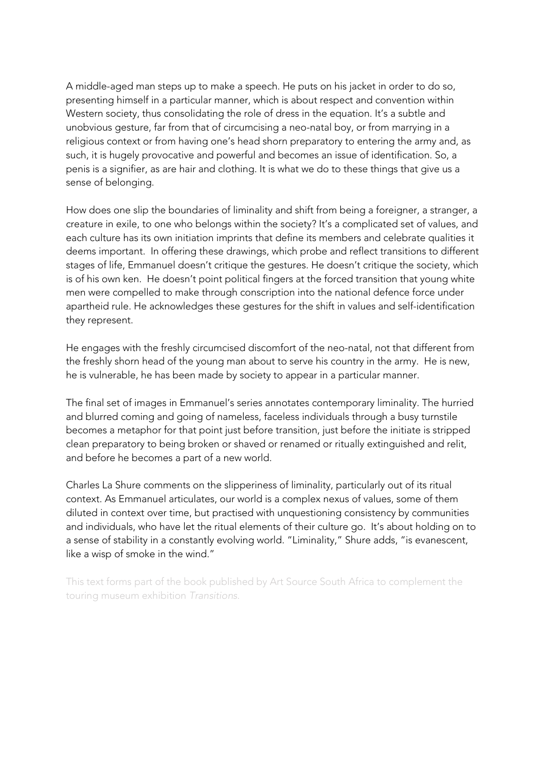A middle-aged man steps up to make a speech. He puts on his jacket in order to do so, presenting himself in a particular manner, which is about respect and convention within Western society, thus consolidating the role of dress in the equation. It's a subtle and unobvious gesture, far from that of circumcising a neo-natal boy, or from marrying in a religious context or from having one's head shorn preparatory to entering the army and, as such, it is hugely provocative and powerful and becomes an issue of identification. So, a penis is a signifier, as are hair and clothing. It is what we do to these things that give us a sense of belonging.

How does one slip the boundaries of liminality and shift from being a foreigner, a stranger, a creature in exile, to one who belongs within the society? It's a complicated set of values, and each culture has its own initiation imprints that define its members and celebrate qualities it deems important. In offering these drawings, which probe and reflect transitions to different stages of life, Emmanuel doesn't critique the gestures. He doesn't critique the society, which is of his own ken. He doesn't point political fingers at the forced transition that young white men were compelled to make through conscription into the national defence force under apartheid rule. He acknowledges these gestures for the shift in values and self-identification they represent.

He engages with the freshly circumcised discomfort of the neo-natal, not that different from the freshly shorn head of the young man about to serve his country in the army. He is new, he is vulnerable, he has been made by society to appear in a particular manner.

The final set of images in Emmanuel's series annotates contemporary liminality. The hurried and blurred coming and going of nameless, faceless individuals through a busy turnstile becomes a metaphor for that point just before transition, just before the initiate is stripped clean preparatory to being broken or shaved or renamed or ritually extinguished and relit, and before he becomes a part of a new world.

Charles La Shure comments on the slipperiness of liminality, particularly out of its ritual context. As Emmanuel articulates, our world is a complex nexus of values, some of them diluted in context over time, but practised with unquestioning consistency by communities and individuals, who have let the ritual elements of their culture go. It's about holding on to a sense of stability in a constantly evolving world. "Liminality," Shure adds, "is evanescent, like a wisp of smoke in the wind."

This text forms part of the book published by Art Source South Africa to complement the touring museum exhibition *Transitions*.